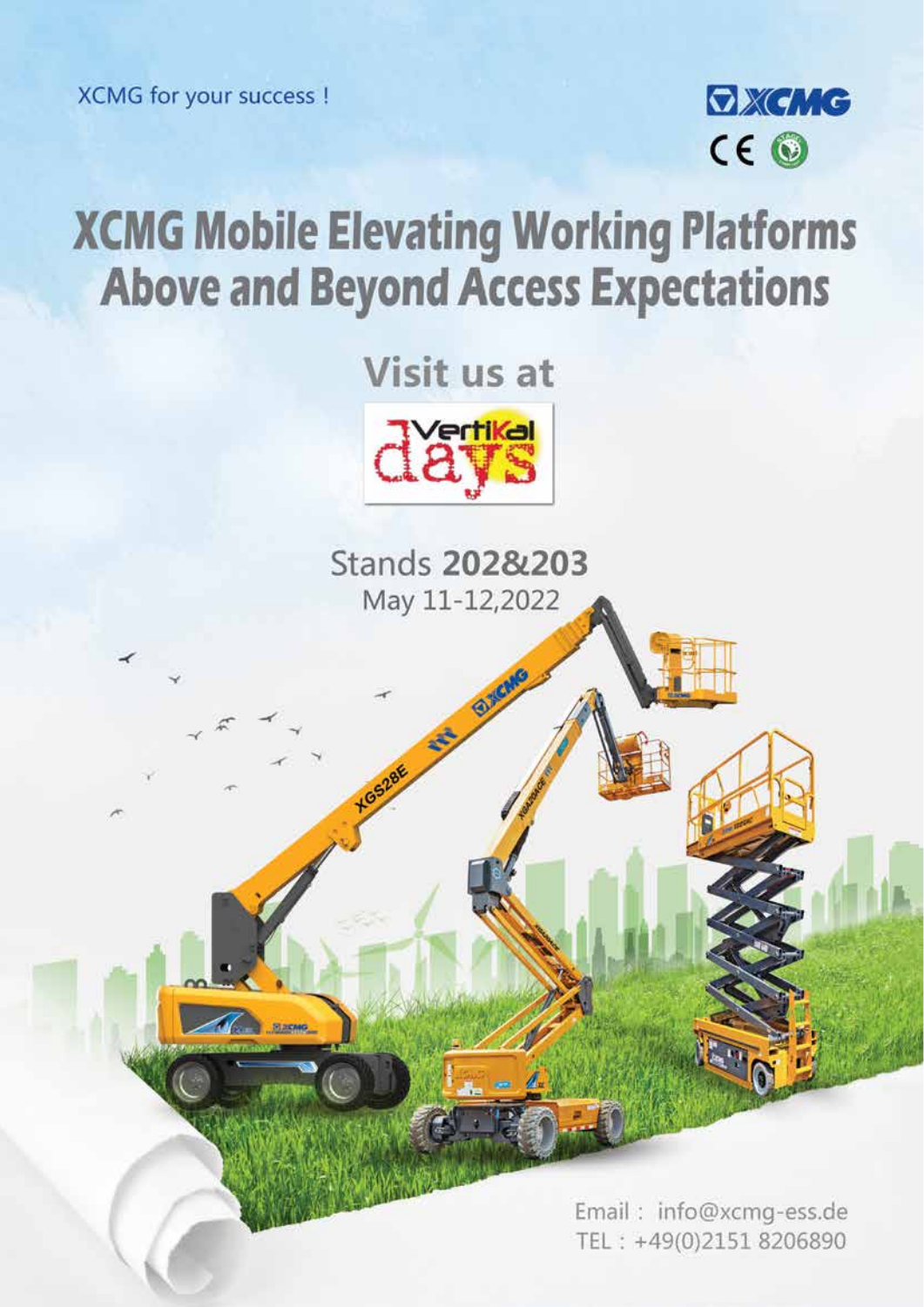XCMG for your success !

# XCMG Mobile Elevating Working Platforms
# Above and Beyond Access Expectations

## Visit us at

Vertikal days

Stands **202&203**

May 11-12,2022

Email： info@xcmg-ess.de

TEL：+49(0)2151 8206890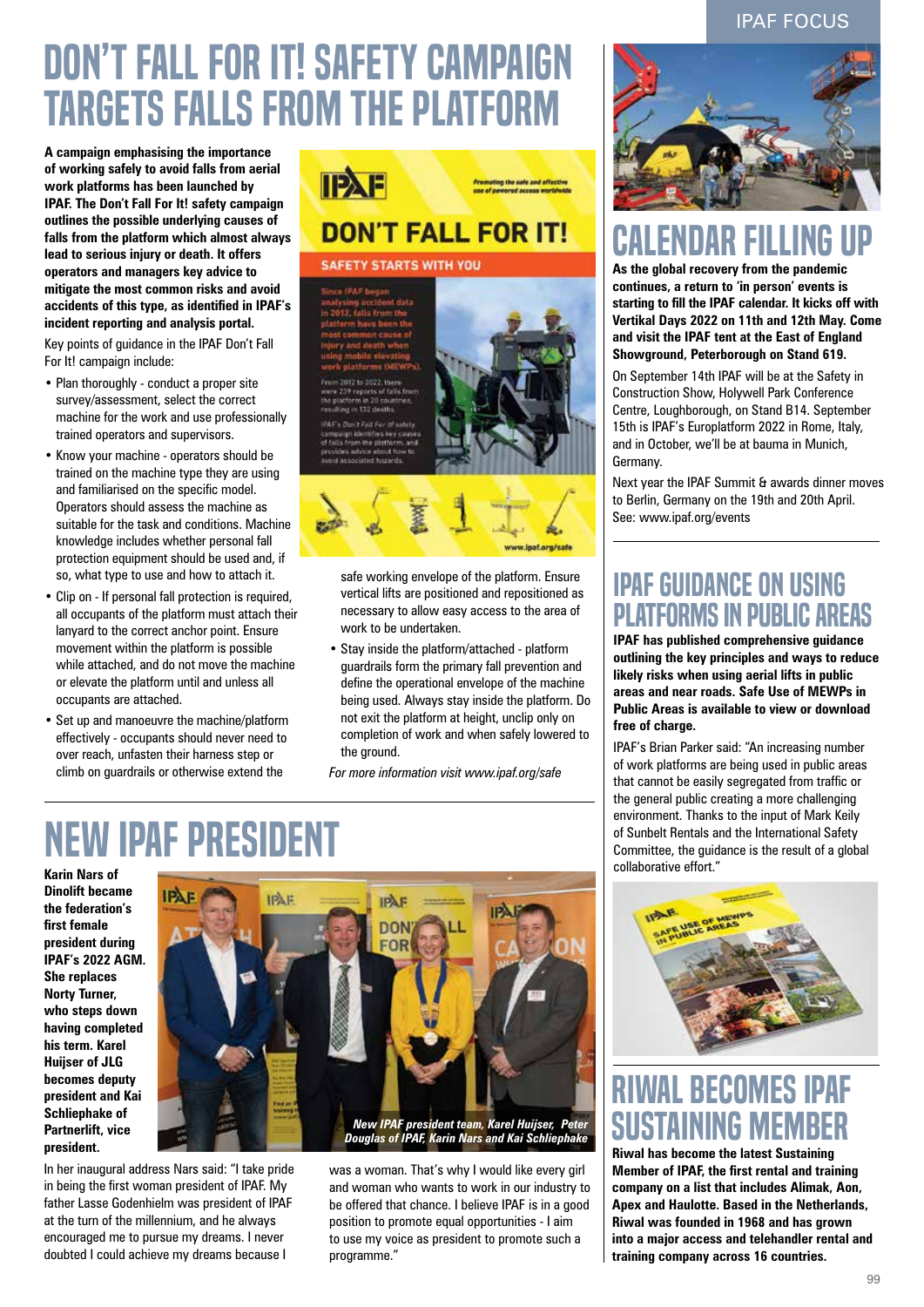# DON'T FALL FOR IT! SAFETY CAMPAIGN TARGETS FALLS FROM THE PLATFORM

**A campaign emphasising the importance of working safely to avoid falls from aerial work platforms has been launched by IPAF. The Don't Fall For It! safety campaign outlines the possible underlying causes of falls from the platform which almost always lead to serious injury or death. It offers operators and managers key advice to mitigate the most common risks and avoid accidents of this type, as identified in IPAF's incident reporting and analysis portal.**

Key points of guidance in the IPAF Don't Fall For It! campaign include:

- Plan thoroughly - conduct a proper site survey/assessment, select the correct machine for the work and use professionally trained operators and supervisors.
- Know your machine - operators should be trained on the machine type they are using and familiarised on the specific model. Operators should assess the machine as suitable for the task and conditions. Machine knowledge includes whether personal fall protection equipment should be used and, if so, what type to use and how to attach it.
- Clip on - If personal fall protection is required, all occupants of the platform must attach their lanyard to the correct anchor point. Ensure movement within the platform is possible while attached, and do not move the platform or elevate the platform until and unless all occupants are attached.
- Set up and manoeuvre the machine/platform effectively - occupants should never need to over reach, unfasten their harness step or climb on guardrails or otherwise extend the safe working envelope of the platform. Ensure vertical lifts are positioned and repositioned as necessary to allow easy access to the area of work to be undertaken.
- Stay inside the platform/attached - platform guardrails form the primary fall prevention and define the operational envelope of the machine being used. Always stay inside the platform. Do not exit the platform at height, unclip only on completion of work and when safely lowered to the ground.

*For more information visit www.ipaf.org/safe*

# NEW IPAF PRESIDENT

**Karin Nars of Dinolift became the federation's first female president during IPAF's 2022 AGM. She replaces Norty Turner, who steps down having completed his term. Karel Huijser of JLG becomes deputy president and Kai Schliephake of Partnerlift, vice president.**

*New IPAF president team, Karel Huijser, Peter Douglas of IPAF, Karin Nars and Kai Schliephake*

In her inaugural address Nars said: "I take pride in being the first woman president of IPAF. My father Lasse Godenhielm was president of IPAF at the turn of the millennium, and he always encouraged me to pursue my dreams. I never doubted I could achieve my dreams because I was a woman. That's why I would like every girl and woman who wants to work in our industry to be offered that chance. I believe IPAF is in a good position to promote equal opportunities - I aim to use my voice as president to promote such a programme."

# CALENDAR FILLING UP

**As the global recovery from the pandemic continues, a return to 'in person' events is starting to fill the IPAF calendar. It kicks off with Vertikal Days 2022 on 11th and 12th May. Come and visit the IPAF tent at the East of England Showground, Peterborough on Stand 619.**

On September 14th IPAF will be at the Safety in Construction Show, Holywell Park Conference Centre, Loughborough, on Stand B14. September 15th is IPAF's Europlatform 2022 in Rome, Italy, and in October, we'll be at bauma in Munich, Germany.

Next year the IPAF Summit & awards dinner moves to Berlin, Germany on the 19th and 20th April. See: www.ipaf.org/events

# IPAF GUIDANCE ON USING PLATFORMS IN PUBLIC AREAS

**IPAF has published comprehensive guidance outlining the key principles and ways to reduce likely risks when using aerial lifts in public areas and near roads. Safe Use of MEWPs in Public Areas is available to view or download free of charge.**

IPAF's Brian Parker said: "An increasing number of work platforms are being used in public areas that cannot be easily segregated from traffic or the general public creating a more challenging environment. Thanks to the input of Mark Keily of Sunbelt Rentals and the International Safety Committee, the guidance is the result of a global collaborative effort."

# RIWAL BECOMES IPAF SUSTAINING MEMBER

**Riwal has become the latest Sustaining Member of IPAF, the first rental and training company on a list that includes Alimak, Aon, Apex and Haulotte. Based in the Netherlands, Riwal was founded in 1968 and has grown into a major access and telehandler rental and training company across 16 countries.**